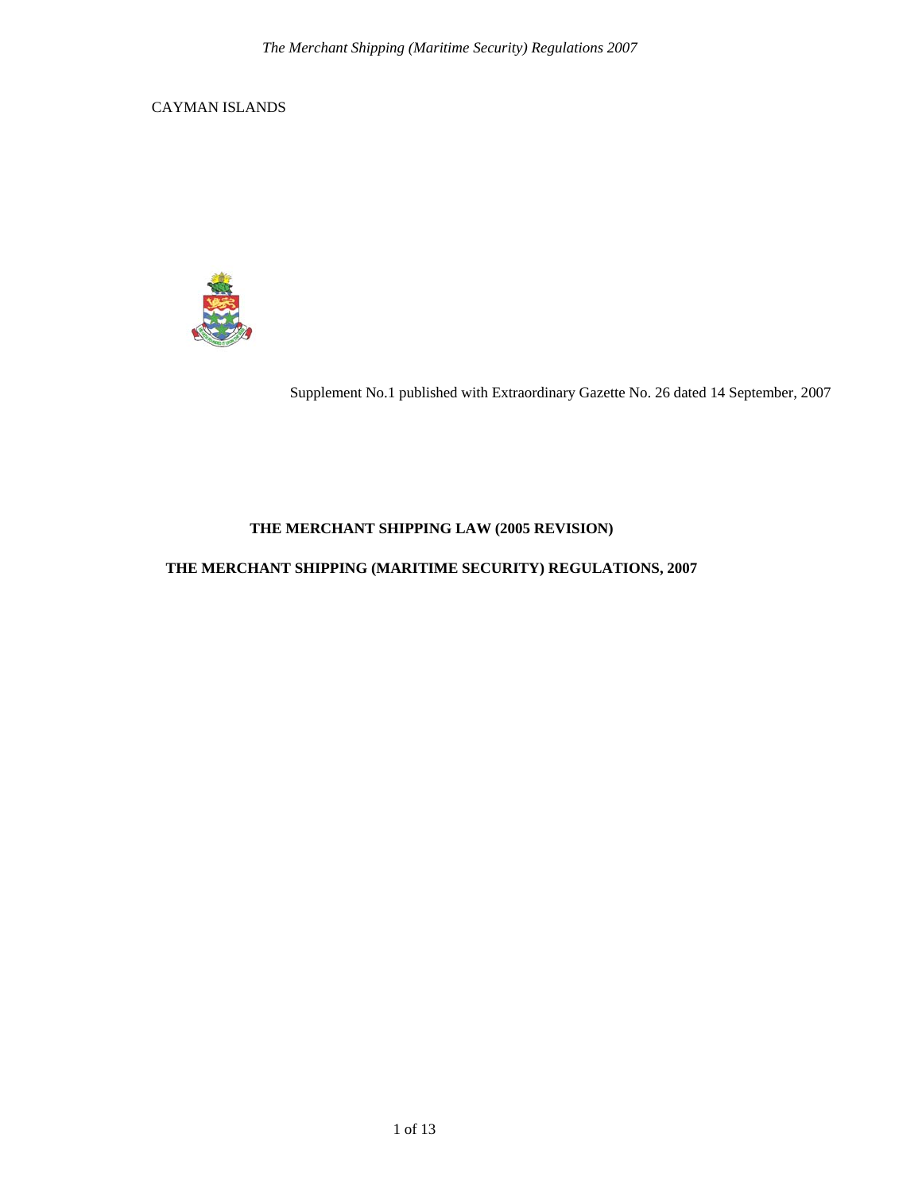CAYMAN ISLANDS

Supplement No.1 published with Extraordinary Gazette No. 26 dated 14 September, 2007

**THE MERCHANT SHIPPING LAW (2005 REVISION)**

**THE MERCHANT SHIPPING (MARITIME SECURITY) REGULATIONS, 2007**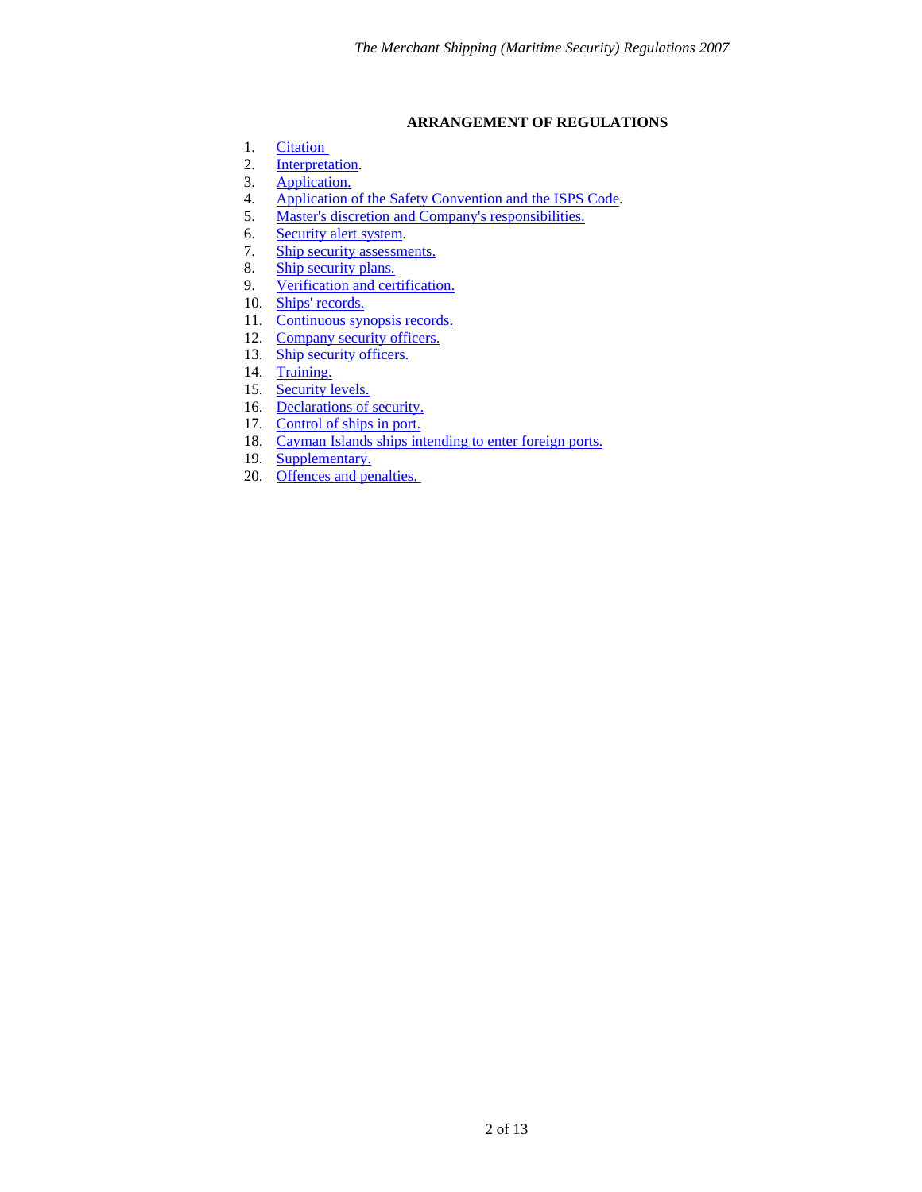**ARRANGEMENT OF REGULATIONS**

1. Citation
2. Interpretation.
3. Application.
4. Application of the Safety Convention and the ISPS Code.
5. Master's discretion and Company's responsibilities.
6. Security alert system.
7. Ship security assessments.
8. Ship security plans.
9. Verification and certification.
10. Ships' records.
11. Continuous synopsis records.
12. Company security officers.
13. Ship security officers.
14. Training.
15. Security levels.
16. Declarations of security.
17. Control of ships in port.
18. Cayman Islands ships intending to enter foreign ports.
19. Supplementary.
20. Offences and penalties.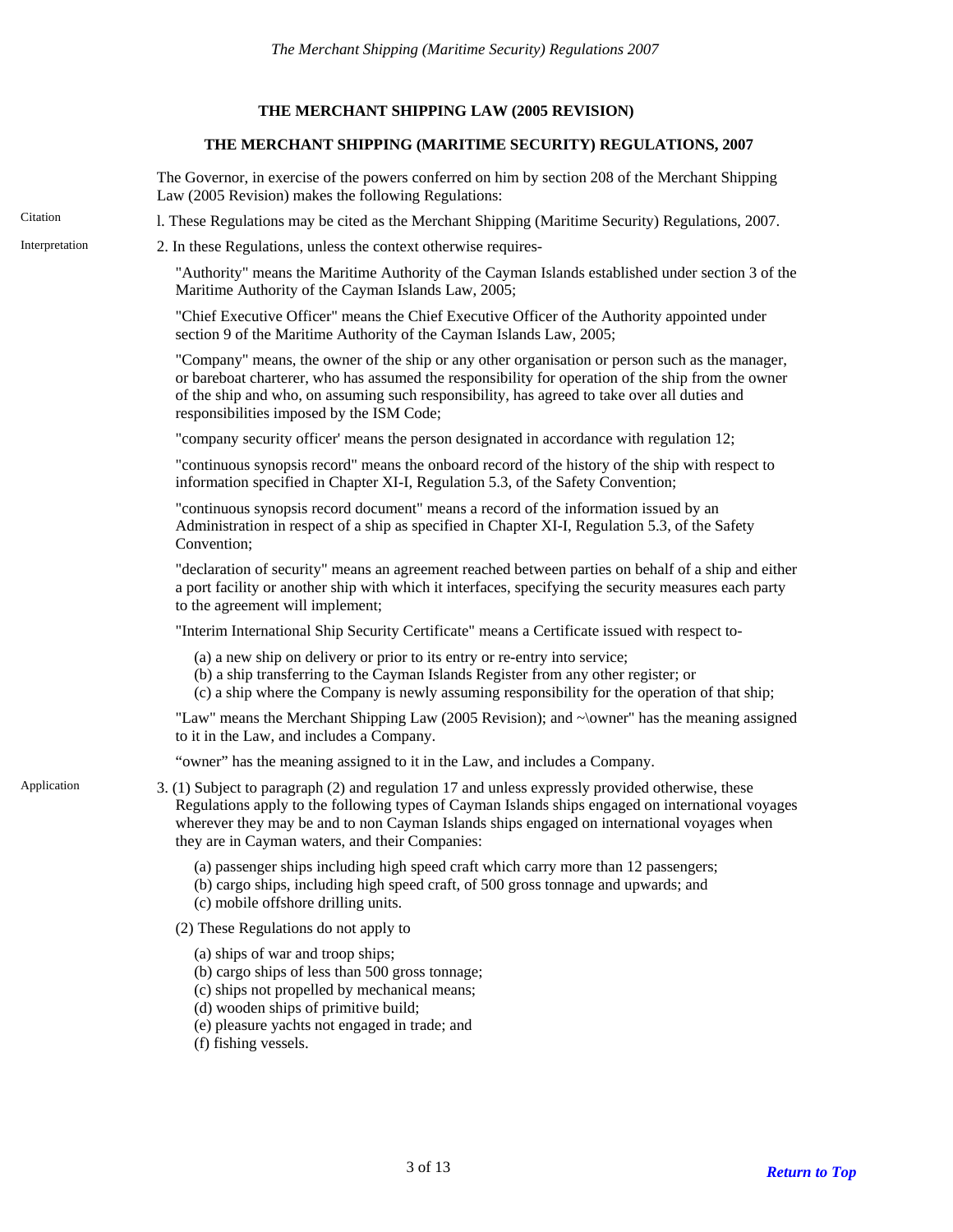## THE MERCHANT SHIPPING LAW (2005 REVISION)

## THE MERCHANT SHIPPING (MARITIME SECURITY) REGULATIONS, 2007

The Governor, in exercise of the powers conferred on him by section 208 of the Merchant Shipping Law (2005 Revision) makes the following Regulations:

Citation

l. These Regulations may be cited as the Merchant Shipping (Maritime Security) Regulations, 2007.

Interpretation

2. In these Regulations, unless the context otherwise requires-

"Authority" means the Maritime Authority of the Cayman Islands established under section 3 of the Maritime Authority of the Cayman Islands Law, 2005;

"Chief Executive Officer" means the Chief Executive Officer of the Authority appointed under section 9 of the Maritime Authority of the Cayman Islands Law, 2005;

"Company" means, the owner of the ship or any other organisation or person such as the manager, or bareboat charterer, who has assumed the responsibility for operation of the ship from the owner of the ship and who, on assuming such responsibility, has agreed to take over all duties and responsibilities imposed by the ISM Code;

"company security officer' means the person designated in accordance with regulation 12;

"continuous synopsis record" means the onboard record of the history of the ship with respect to information specified in Chapter XI-I, Regulation 5.3, of the Safety Convention;

"continuous synopsis record document" means a record of the information issued by an Administration in respect of a ship as specified in Chapter XI-I, Regulation 5.3, of the Safety Convention;

"declaration of security" means an agreement reached between parties on behalf of a ship and either a port facility or another ship with which it interfaces, specifying the security measures each party to the agreement will implement;

"Interim International Ship Security Certificate" means a Certificate issued with respect to-

(a) a new ship on delivery or prior to its entry or re-entry into service;
(b) a ship transferring to the Cayman Islands Register from any other register; or
(c) a ship where the Company is newly assuming responsibility for the operation of that ship;

"Law" means the Merchant Shipping Law (2005 Revision); and ~\owner" has the meaning assigned to it in the Law, and includes a Company.

"owner" has the meaning assigned to it in the Law, and includes a Company.

Application

3. (1) Subject to paragraph (2) and regulation 17 and unless expressly provided otherwise, these Regulations apply to the following types of Cayman Islands ships engaged on international voyages wherever they may be and to non Cayman Islands ships engaged on international voyages when they are in Cayman waters, and their Companies:

(a) passenger ships including high speed craft which carry more than 12 passengers;
(b) cargo ships, including high speed craft, of 500 gross tonnage and upwards; and
(c) mobile offshore drilling units.

(2) These Regulations do not apply to

(a) ships of war and troop ships;
(b) cargo ships of less than 500 gross tonnage;
(c) ships not propelled by mechanical means;
(d) wooden ships of primitive build;
(e) pleasure yachts not engaged in trade; and
(f) fishing vessels.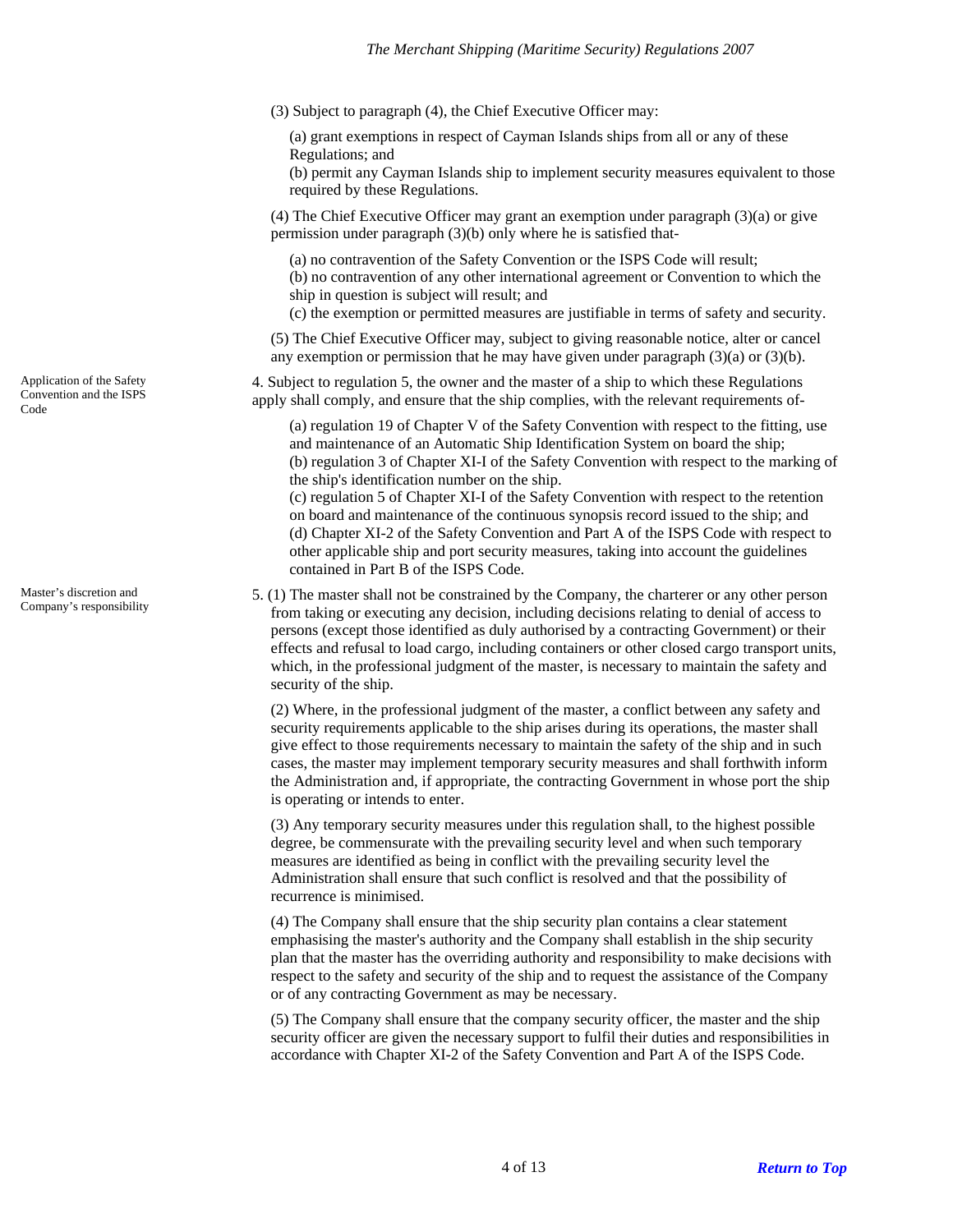(3) Subject to paragraph (4), the Chief Executive Officer may:

(a) grant exemptions in respect of Cayman Islands ships from all or any of these Regulations; and
(b) permit any Cayman Islands ship to implement security measures equivalent to those required by these Regulations.

(4) The Chief Executive Officer may grant an exemption under paragraph (3)(a) or give permission under paragraph (3)(b) only where he is satisfied that-

(a) no contravention of the Safety Convention or the ISPS Code will result;
(b) no contravention of any other international agreement or Convention to which the ship in question is subject will result; and
(c) the exemption or permitted measures are justifiable in terms of safety and security.

(5) The Chief Executive Officer may, subject to giving reasonable notice, alter or cancel any exemption or permission that he may have given under paragraph (3)(a) or (3)(b).

*Application of the Safety Convention and the ISPS Code*

4. Subject to regulation 5, the owner and the master of a ship to which these Regulations apply shall comply, and ensure that the ship complies, with the relevant requirements of-

(a) regulation 19 of Chapter V of the Safety Convention with respect to the fitting, use and maintenance of an Automatic Ship Identification System on board the ship;
(b) regulation 3 of Chapter XI-I of the Safety Convention with respect to the marking of the ship's identification number on the ship.
(c) regulation 5 of Chapter XI-I of the Safety Convention with respect to the retention on board and maintenance of the continuous synopsis record issued to the ship; and
(d) Chapter XI-2 of the Safety Convention and Part A of the ISPS Code with respect to other applicable ship and port security measures, taking into account the guidelines contained in Part B of the ISPS Code.

*Master's discretion and Company's responsibility*

5. (1) The master shall not be constrained by the Company, the charterer or any other person from taking or executing any decision, including decisions relating to denial of access to persons (except those identified as duly authorised by a contracting Government) or their effects and refusal to load cargo, including containers or other closed cargo transport units, which, in the professional judgment of the master, is necessary to maintain the safety and security of the ship.

(2) Where, in the professional judgment of the master, a conflict between any safety and security requirements applicable to the ship arises during its operations, the master shall give effect to those requirements necessary to maintain the safety of the ship and in such cases, the master may implement temporary security measures and shall forthwith inform the Administration and, if appropriate, the contracting Government in whose port the ship is operating or intends to enter.

(3) Any temporary security measures under this regulation shall, to the highest possible degree, be commensurate with the prevailing security level and when such temporary measures are identified as being in conflict with the prevailing security level the Administration shall ensure that such conflict is resolved and that the possibility of recurrence is minimised.

(4) The Company shall ensure that the ship security plan contains a clear statement emphasising the master's authority and the Company shall establish in the ship security plan that the master has the overriding authority and responsibility to make decisions with respect to the safety and security of the ship and to request the assistance of the Company or of any contracting Government as may be necessary.

(5) The Company shall ensure that the company security officer, the master and the ship security officer are given the necessary support to fulfil their duties and responsibilities in accordance with Chapter XI-2 of the Safety Convention and Part A of the ISPS Code.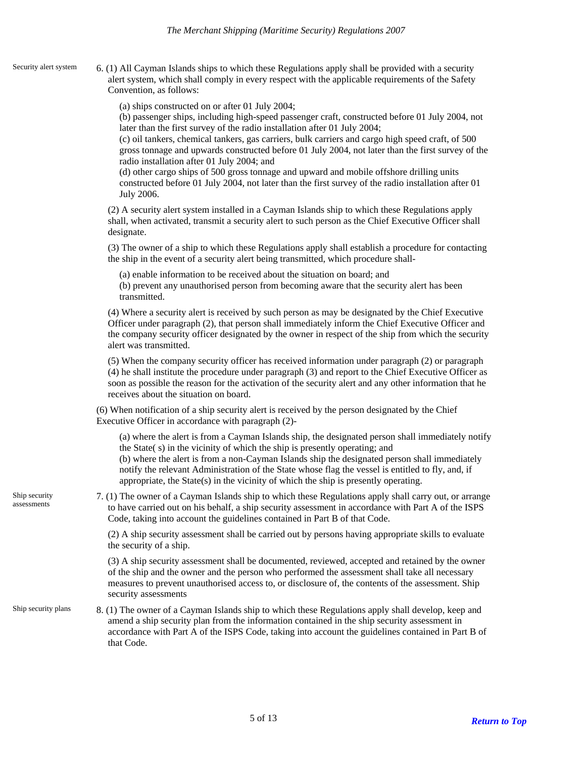Security alert system

6. (1) All Cayman Islands ships to which these Regulations apply shall be provided with a security alert system, which shall comply in every respect with the applicable requirements of the Safety Convention, as follows:

(a) ships constructed on or after 01 July 2004;
(b) passenger ships, including high-speed passenger craft, constructed before 01 July 2004, not later than the first survey of the radio installation after 01 July 2004;
(c) oil tankers, chemical tankers, gas carriers, bulk carriers and cargo high speed craft, of 500 gross tonnage and upwards constructed before 01 July 2004, not later than the first survey of the radio installation after 01 July 2004; and
(d) other cargo ships of 500 gross tonnage and upward and mobile offshore drilling units constructed before 01 July 2004, not later than the first survey of the radio installation after 01 July 2006.

(2) A security alert system installed in a Cayman Islands ship to which these Regulations apply shall, when activated, transmit a security alert to such person as the Chief Executive Officer shall designate.

(3) The owner of a ship to which these Regulations apply shall establish a procedure for contacting the ship in the event of a security alert being transmitted, which procedure shall-

(a) enable information to be received about the situation on board; and
(b) prevent any unauthorised person from becoming aware that the security alert has been transmitted.

(4) Where a security alert is received by such person as may be designated by the Chief Executive Officer under paragraph (2), that person shall immediately inform the Chief Executive Officer and the company security officer designated by the owner in respect of the ship from which the security alert was transmitted.

(5) When the company security officer has received information under paragraph (2) or paragraph (4) he shall institute the procedure under paragraph (3) and report to the Chief Executive Officer as soon as possible the reason for the activation of the security alert and any other information that he receives about the situation on board.

(6) When notification of a ship security alert is received by the person designated by the Chief Executive Officer in accordance with paragraph (2)-

(a) where the alert is from a Cayman Islands ship, the designated person shall immediately notify the State( s) in the vicinity of which the ship is presently operating; and
(b) where the alert is from a non-Cayman Islands ship the designated person shall immediately notify the relevant Administration of the State whose flag the vessel is entitled to fly, and, if appropriate, the State(s) in the vicinity of which the ship is presently operating.

Ship security assessments

7. (1) The owner of a Cayman Islands ship to which these Regulations apply shall carry out, or arrange to have carried out on his behalf, a ship security assessment in accordance with Part A of the ISPS Code, taking into account the guidelines contained in Part B of that Code.

(2) A ship security assessment shall be carried out by persons having appropriate skills to evaluate the security of a ship.

(3) A ship security assessment shall be documented, reviewed, accepted and retained by the owner of the ship and the owner and the person who performed the assessment shall take all necessary measures to prevent unauthorised access to, or disclosure of, the contents of the assessment. Ship security assessments

Ship security plans

8. (1) The owner of a Cayman Islands ship to which these Regulations apply shall develop, keep and amend a ship security plan from the information contained in the ship security assessment in accordance with Part A of the ISPS Code, taking into account the guidelines contained in Part B of that Code.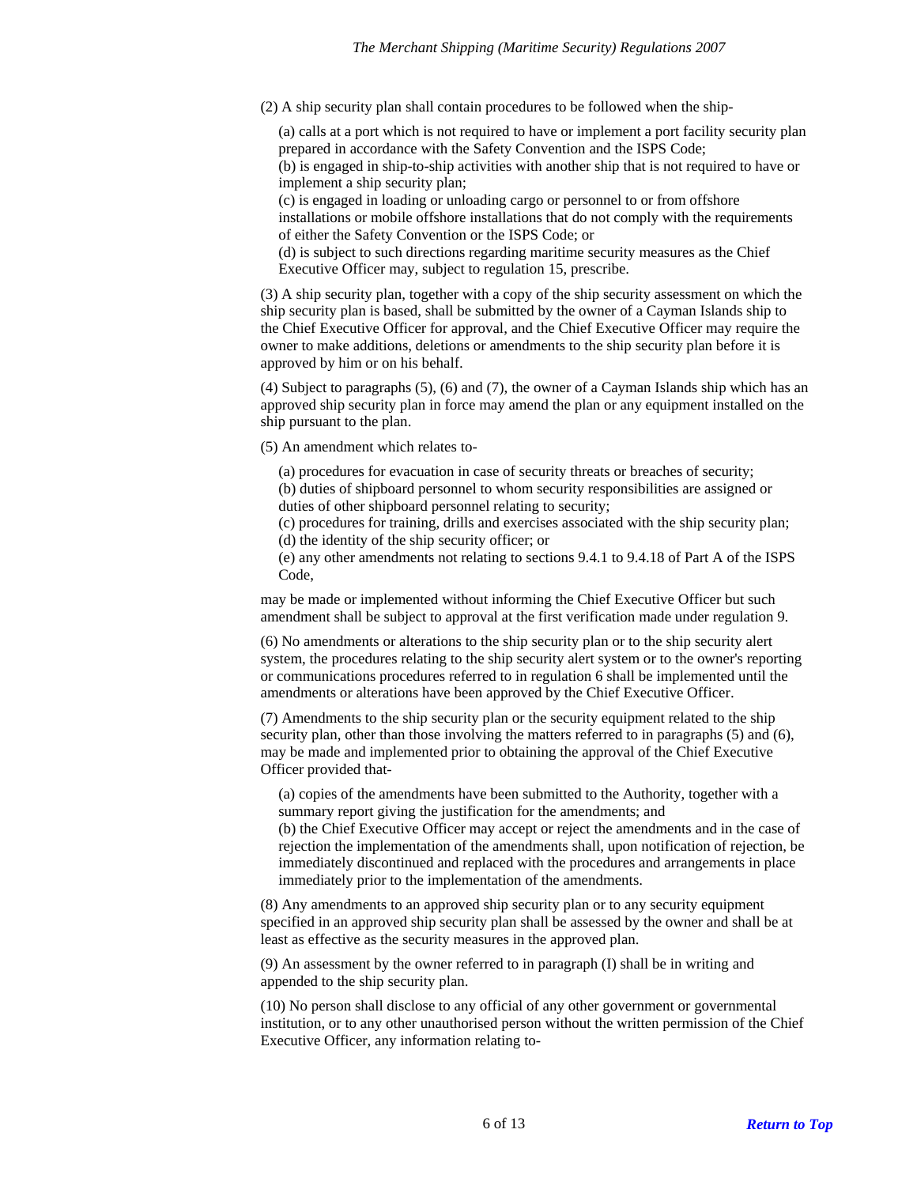(2) A ship security plan shall contain procedures to be followed when the ship-

(a) calls at a port which is not required to have or implement a port facility security plan prepared in accordance with the Safety Convention and the ISPS Code;
(b) is engaged in ship-to-ship activities with another ship that is not required to have or implement a ship security plan;
(c) is engaged in loading or unloading cargo or personnel to or from offshore installations or mobile offshore installations that do not comply with the requirements of either the Safety Convention or the ISPS Code; or
(d) is subject to such directions regarding maritime security measures as the Chief Executive Officer may, subject to regulation 15, prescribe.

(3) A ship security plan, together with a copy of the ship security assessment on which the ship security plan is based, shall be submitted by the owner of a Cayman Islands ship to the Chief Executive Officer for approval, and the Chief Executive Officer may require the owner to make additions, deletions or amendments to the ship security plan before it is approved by him or on his behalf.

(4) Subject to paragraphs (5), (6) and (7), the owner of a Cayman Islands ship which has an approved ship security plan in force may amend the plan or any equipment installed on the ship pursuant to the plan.

(5) An amendment which relates to-

(a) procedures for evacuation in case of security threats or breaches of security;
(b) duties of shipboard personnel to whom security responsibilities are assigned or duties of other shipboard personnel relating to security;
(c) procedures for training, drills and exercises associated with the ship security plan;
(d) the identity of the ship security officer; or
(e) any other amendments not relating to sections 9.4.1 to 9.4.18 of Part A of the ISPS Code,

may be made or implemented without informing the Chief Executive Officer but such amendment shall be subject to approval at the first verification made under regulation 9.

(6) No amendments or alterations to the ship security plan or to the ship security alert system, the procedures relating to the ship security alert system or to the owner's reporting or communications procedures referred to in regulation 6 shall be implemented until the amendments or alterations have been approved by the Chief Executive Officer.

(7) Amendments to the ship security plan or the security equipment related to the ship security plan, other than those involving the matters referred to in paragraphs (5) and (6), may be made and implemented prior to obtaining the approval of the Chief Executive Officer provided that-

(a) copies of the amendments have been submitted to the Authority, together with a summary report giving the justification for the amendments; and
(b) the Chief Executive Officer may accept or reject the amendments and in the case of rejection the implementation of the amendments shall, upon notification of rejection, be immediately discontinued and replaced with the procedures and arrangements in place immediately prior to the implementation of the amendments.

(8) Any amendments to an approved ship security plan or to any security equipment specified in an approved ship security plan shall be assessed by the owner and shall be at least as effective as the security measures in the approved plan.

(9) An assessment by the owner referred to in paragraph (I) shall be in writing and appended to the ship security plan.

(10) No person shall disclose to any official of any other government or governmental institution, or to any other unauthorised person without the written permission of the Chief Executive Officer, any information relating to-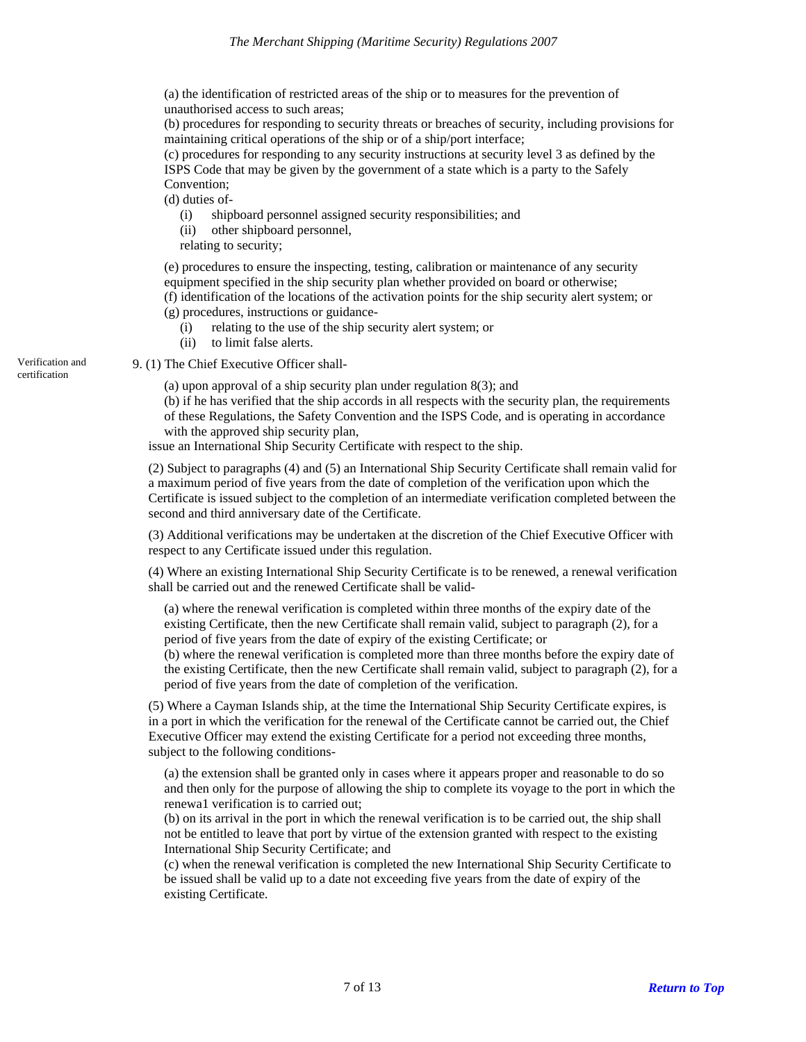(a) the identification of restricted areas of the ship or to measures for the prevention of unauthorised access to such areas;

(b) procedures for responding to security threats or breaches of security, including provisions for maintaining critical operations of the ship or of a ship/port interface;

(c) procedures for responding to any security instructions at security level 3 as defined by the ISPS Code that may be given by the government of a state which is a party to the Safely Convention;

(d) duties of-

- (i) shipboard personnel assigned security responsibilities; and
- (ii) other shipboard personnel,

relating to security;

(e) procedures to ensure the inspecting, testing, calibration or maintenance of any security equipment specified in the ship security plan whether provided on board or otherwise;

(f) identification of the locations of the activation points for the ship security alert system; or

(g) procedures, instructions or guidance-

- (i) relating to the use of the ship security alert system; or
- (ii) to limit false alerts.

Verification and certification

9. (1) The Chief Executive Officer shall-

(a) upon approval of a ship security plan under regulation 8(3); and

(b) if he has verified that the ship accords in all respects with the security plan, the requirements of these Regulations, the Safety Convention and the ISPS Code, and is operating in accordance with the approved ship security plan,

issue an International Ship Security Certificate with respect to the ship.

(2) Subject to paragraphs (4) and (5) an International Ship Security Certificate shall remain valid for a maximum period of five years from the date of completion of the verification upon which the Certificate is issued subject to the completion of an intermediate verification completed between the second and third anniversary date of the Certificate.

(3) Additional verifications may be undertaken at the discretion of the Chief Executive Officer with respect to any Certificate issued under this regulation.

(4) Where an existing International Ship Security Certificate is to be renewed, a renewal verification shall be carried out and the renewed Certificate shall be valid-

(a) where the renewal verification is completed within three months of the expiry date of the existing Certificate, then the new Certificate shall remain valid, subject to paragraph (2), for a period of five years from the date of expiry of the existing Certificate; or

(b) where the renewal verification is completed more than three months before the expiry date of the existing Certificate, then the new Certificate shall remain valid, subject to paragraph (2), for a period of five years from the date of completion of the verification.

(5) Where a Cayman Islands ship, at the time the International Ship Security Certificate expires, is in a port in which the verification for the renewal of the Certificate cannot be carried out, the Chief Executive Officer may extend the existing Certificate for a period not exceeding three months, subject to the following conditions-

(a) the extension shall be granted only in cases where it appears proper and reasonable to do so and then only for the purpose of allowing the ship to complete its voyage to the port in which the renewa1 verification is to carried out;

(b) on its arrival in the port in which the renewal verification is to be carried out, the ship shall not be entitled to leave that port by virtue of the extension granted with respect to the existing International Ship Security Certificate; and

(c) when the renewal verification is completed the new International Ship Security Certificate to be issued shall be valid up to a date not exceeding five years from the date of expiry of the existing Certificate.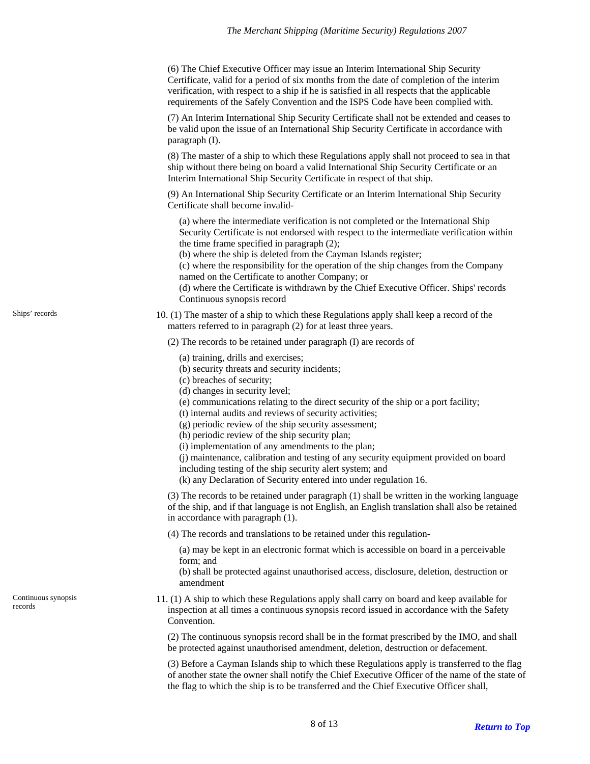(6) The Chief Executive Officer may issue an Interim International Ship Security Certificate, valid for a period of six months from the date of completion of the interim verification, with respect to a ship if he is satisfied in all respects that the applicable requirements of the Safely Convention and the ISPS Code have been complied with.

(7) An Interim International Ship Security Certificate shall not be extended and ceases to be valid upon the issue of an International Ship Security Certificate in accordance with paragraph (I).

(8) The master of a ship to which these Regulations apply shall not proceed to sea in that ship without there being on board a valid International Ship Security Certificate or an Interim International Ship Security Certificate in respect of that ship.

(9) An International Ship Security Certificate or an Interim International Ship Security Certificate shall become invalid-

(a) where the intermediate verification is not completed or the International Ship Security Certificate is not endorsed with respect to the intermediate verification within the time frame specified in paragraph (2);
(b) where the ship is deleted from the Cayman Islands register;
(c) where the responsibility for the operation of the ship changes from the Company named on the Certificate to another Company; or
(d) where the Certificate is withdrawn by the Chief Executive Officer. Ships' records Continuous synopsis record

Ships' records

10. (1) The master of a ship to which these Regulations apply shall keep a record of the matters referred to in paragraph (2) for at least three years.

(2) The records to be retained under paragraph (I) are records of

(a) training, drills and exercises;
(b) security threats and security incidents;
(c) breaches of security;
(d) changes in security level;
(e) communications relating to the direct security of the ship or a port facility;
(t) internal audits and reviews of security activities;
(g) periodic review of the ship security assessment;
(h) periodic review of the ship security plan;
(i) implementation of any amendments to the plan;
(j) maintenance, calibration and testing of any security equipment provided on board including testing of the ship security alert system; and
(k) any Declaration of Security entered into under regulation 16.

(3) The records to be retained under paragraph (1) shall be written in the working language of the ship, and if that language is not English, an English translation shall also be retained in accordance with paragraph (1).

(4) The records and translations to be retained under this regulation-

(a) may be kept in an electronic format which is accessible on board in a perceivable form; and
(b) shall be protected against unauthorised access, disclosure, deletion, destruction or amendment

Continuous synopsis records

11. (1) A ship to which these Regulations apply shall carry on board and keep available for inspection at all times a continuous synopsis record issued in accordance with the Safety Convention.

(2) The continuous synopsis record shall be in the format prescribed by the IMO, and shall be protected against unauthorised amendment, deletion, destruction or defacement.

(3) Before a Cayman Islands ship to which these Regulations apply is transferred to the flag of another state the owner shall notify the Chief Executive Officer of the name of the state of the flag to which the ship is to be transferred and the Chief Executive Officer shall,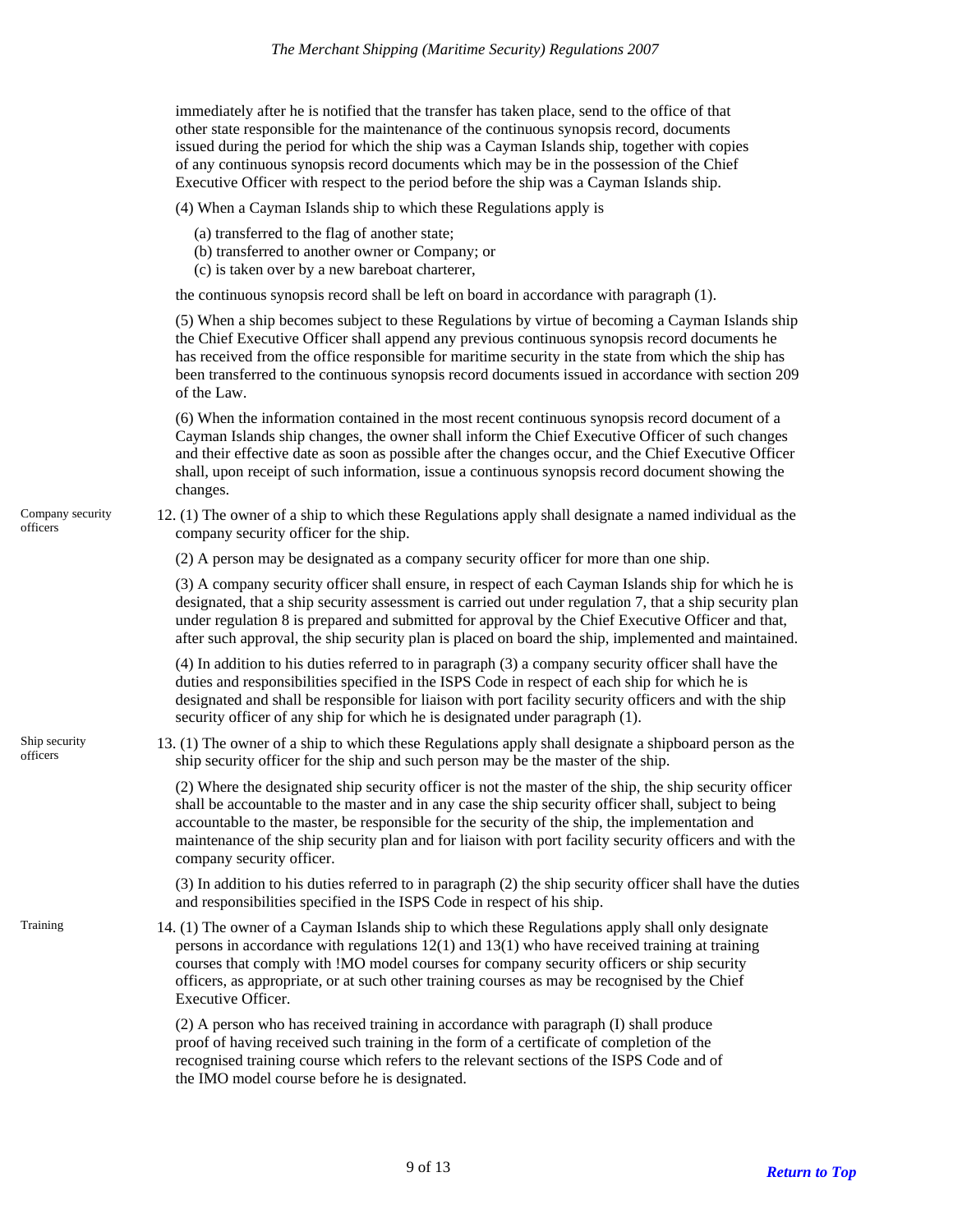immediately after he is notified that the transfer has taken place, send to the office of that other state responsible for the maintenance of the continuous synopsis record, documents issued during the period for which the ship was a Cayman Islands ship, together with copies of any continuous synopsis record documents which may be in the possession of the Chief Executive Officer with respect to the period before the ship was a Cayman Islands ship.

(4) When a Cayman Islands ship to which these Regulations apply is

(a) transferred to the flag of another state;
(b) transferred to another owner or Company; or
(c) is taken over by a new bareboat charterer,

the continuous synopsis record shall be left on board in accordance with paragraph (1).

(5) When a ship becomes subject to these Regulations by virtue of becoming a Cayman Islands ship the Chief Executive Officer shall append any previous continuous synopsis record documents he has received from the office responsible for maritime security in the state from which the ship has been transferred to the continuous synopsis record documents issued in accordance with section 209 of the Law.

(6) When the information contained in the most recent continuous synopsis record document of a Cayman Islands ship changes, the owner shall inform the Chief Executive Officer of such changes and their effective date as soon as possible after the changes occur, and the Chief Executive Officer shall, upon receipt of such information, issue a continuous synopsis record document showing the changes.

**Company security officers**

12. (1) The owner of a ship to which these Regulations apply shall designate a named individual as the company security officer for the ship.

(2) A person may be designated as a company security officer for more than one ship.

(3) A company security officer shall ensure, in respect of each Cayman Islands ship for which he is designated, that a ship security assessment is carried out under regulation 7, that a ship security plan under regulation 8 is prepared and submitted for approval by the Chief Executive Officer and that, after such approval, the ship security plan is placed on board the ship, implemented and maintained.

(4) In addition to his duties referred to in paragraph (3) a company security officer shall have the duties and responsibilities specified in the ISPS Code in respect of each ship for which he is designated and shall be responsible for liaison with port facility security officers and with the ship security officer of any ship for which he is designated under paragraph (1).

**Ship security officers**

13. (1) The owner of a ship to which these Regulations apply shall designate a shipboard person as the ship security officer for the ship and such person may be the master of the ship.

(2) Where the designated ship security officer is not the master of the ship, the ship security officer shall be accountable to the master and in any case the ship security officer shall, subject to being accountable to the master, be responsible for the security of the ship, the implementation and maintenance of the ship security plan and for liaison with port facility security officers and with the company security officer.

(3) In addition to his duties referred to in paragraph (2) the ship security officer shall have the duties and responsibilities specified in the ISPS Code in respect of his ship.

**Training**

14. (1) The owner of a Cayman Islands ship to which these Regulations apply shall only designate persons in accordance with regulations 12(1) and 13(1) who have received training at training courses that comply with !MO model courses for company security officers or ship security officers, as appropriate, or at such other training courses as may be recognised by the Chief Executive Officer.

(2) A person who has received training in accordance with paragraph (I) shall produce proof of having received such training in the form of a certificate of completion of the recognised training course which refers to the relevant sections of the ISPS Code and of the IMO model course before he is designated.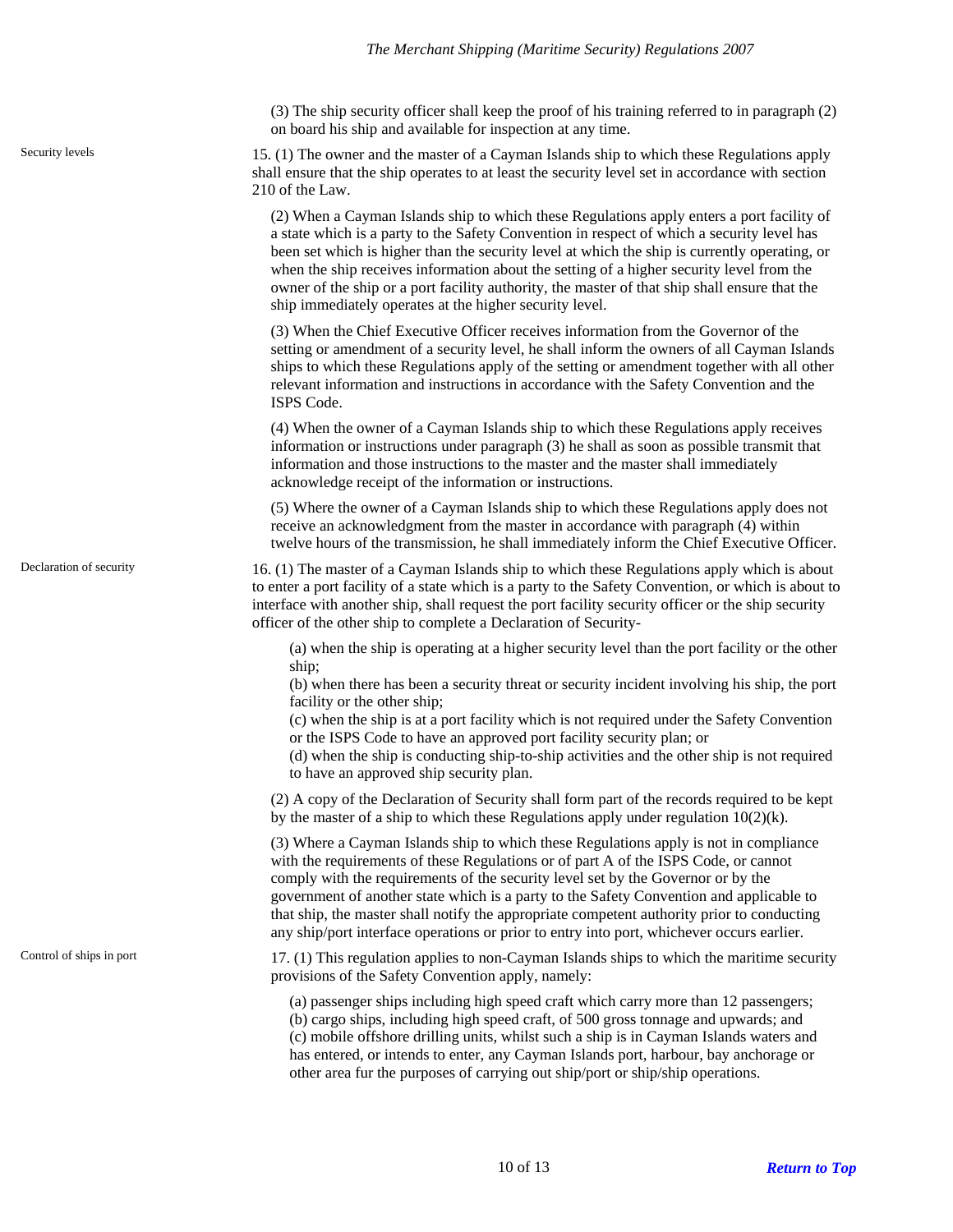(3) The ship security officer shall keep the proof of his training referred to in paragraph (2) on board his ship and available for inspection at any time.

**Security levels**

15. (1) The owner and the master of a Cayman Islands ship to which these Regulations apply shall ensure that the ship operates to at least the security level set in accordance with section 210 of the Law.

(2) When a Cayman Islands ship to which these Regulations apply enters a port facility of a state which is a party to the Safety Convention in respect of which a security level has been set which is higher than the security level at which the ship is currently operating, or when the ship receives information about the setting of a higher security level from the owner of the ship or a port facility authority, the master of that ship shall ensure that the ship immediately operates at the higher security level.

(3) When the Chief Executive Officer receives information from the Governor of the setting or amendment of a security level, he shall inform the owners of all Cayman Islands ships to which these Regulations apply of the setting or amendment together with all other relevant information and instructions in accordance with the Safety Convention and the ISPS Code.

(4) When the owner of a Cayman Islands ship to which these Regulations apply receives information or instructions under paragraph (3) he shall as soon as possible transmit that information and those instructions to the master and the master shall immediately acknowledge receipt of the information or instructions.

(5) Where the owner of a Cayman Islands ship to which these Regulations apply does not receive an acknowledgment from the master in accordance with paragraph (4) within twelve hours of the transmission, he shall immediately inform the Chief Executive Officer.

**Declaration of security**

16. (1) The master of a Cayman Islands ship to which these Regulations apply which is about to enter a port facility of a state which is a party to the Safety Convention, or which is about to interface with another ship, shall request the port facility security officer or the ship security officer of the other ship to complete a Declaration of Security-

(a) when the ship is operating at a higher security level than the port facility or the other ship;
(b) when there has been a security threat or security incident involving his ship, the port facility or the other ship;
(c) when the ship is at a port facility which is not required under the Safety Convention or the ISPS Code to have an approved port facility security plan; or
(d) when the ship is conducting ship-to-ship activities and the other ship is not required to have an approved ship security plan.

(2) A copy of the Declaration of Security shall form part of the records required to be kept by the master of a ship to which these Regulations apply under regulation 10(2)(k).

(3) Where a Cayman Islands ship to which these Regulations apply is not in compliance with the requirements of these Regulations or of part A of the ISPS Code, or cannot comply with the requirements of the security level set by the Governor or by the government of another state which is a party to the Safety Convention and applicable to that ship, the master shall notify the appropriate competent authority prior to conducting any ship/port interface operations or prior to entry into port, whichever occurs earlier.

**Control of ships in port**

17. (1) This regulation applies to non-Cayman Islands ships to which the maritime security provisions of the Safety Convention apply, namely:

(a) passenger ships including high speed craft which carry more than 12 passengers;
(b) cargo ships, including high speed craft, of 500 gross tonnage and upwards; and
(c) mobile offshore drilling units, whilst such a ship is in Cayman Islands waters and has entered, or intends to enter, any Cayman Islands port, harbour, bay anchorage or other area fur the purposes of carrying out ship/port or ship/ship operations.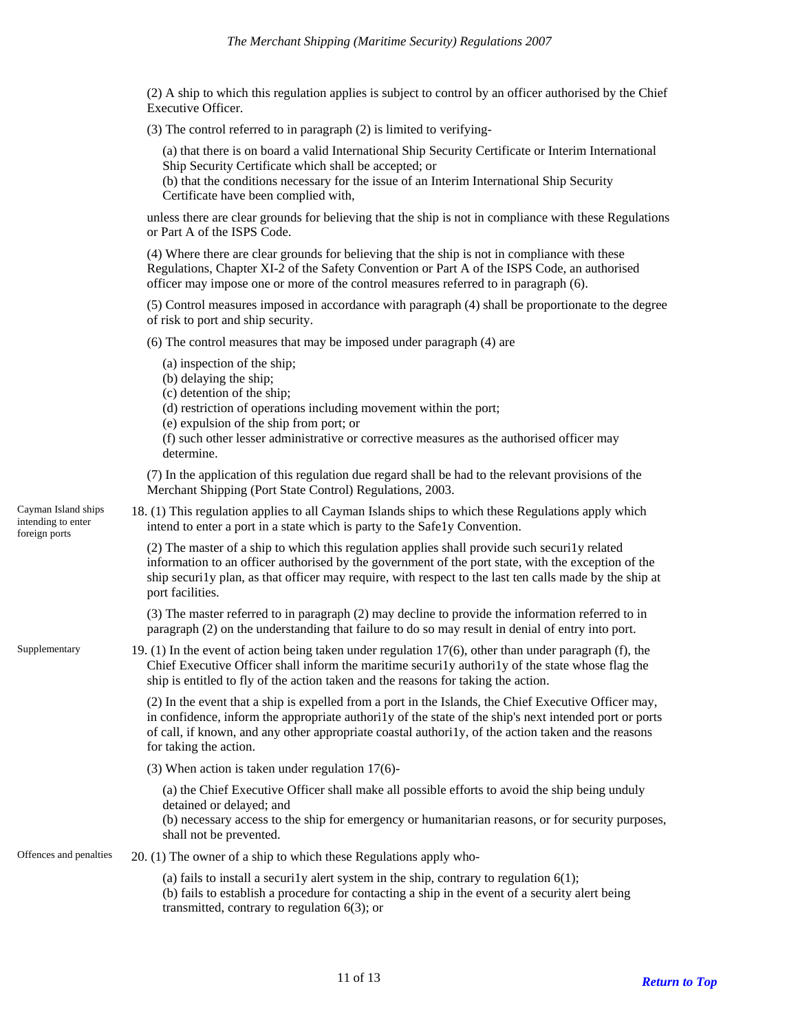(2) A ship to which this regulation applies is subject to control by an officer authorised by the Chief Executive Officer.

(3) The control referred to in paragraph (2) is limited to verifying-

(a) that there is on board a valid International Ship Security Certificate or Interim International Ship Security Certificate which shall be accepted; or
(b) that the conditions necessary for the issue of an Interim International Ship Security Certificate have been complied with,

unless there are clear grounds for believing that the ship is not in compliance with these Regulations or Part A of the ISPS Code.

(4) Where there are clear grounds for believing that the ship is not in compliance with these Regulations, Chapter XI-2 of the Safety Convention or Part A of the ISPS Code, an authorised officer may impose one or more of the control measures referred to in paragraph (6).

(5) Control measures imposed in accordance with paragraph (4) shall be proportionate to the degree of risk to port and ship security.

(6) The control measures that may be imposed under paragraph (4) are

(a) inspection of the ship;
(b) delaying the ship;
(c) detention of the ship;
(d) restriction of operations including movement within the port;
(e) expulsion of the ship from port; or
(f) such other lesser administrative or corrective measures as the authorised officer may determine.

(7) In the application of this regulation due regard shall be had to the relevant provisions of the Merchant Shipping (Port State Control) Regulations, 2003.

*Cayman Island ships intending to enter foreign ports*

18. (1) This regulation applies to all Cayman Islands ships to which these Regulations apply which intend to enter a port in a state which is party to the Safe1y Convention.

(2) The master of a ship to which this regulation applies shall provide such securi1y related information to an officer authorised by the government of the port state, with the exception of the ship securi1y plan, as that officer may require, with respect to the last ten calls made by the ship at port facilities.

(3) The master referred to in paragraph (2) may decline to provide the information referred to in paragraph (2) on the understanding that failure to do so may result in denial of entry into port.

*Supplementary*

19. (1) In the event of action being taken under regulation 17(6), other than under paragraph (f), the Chief Executive Officer shall inform the maritime securi1y authori1y of the state whose flag the ship is entitled to fly of the action taken and the reasons for taking the action.

(2) In the event that a ship is expelled from a port in the Islands, the Chief Executive Officer may, in confidence, inform the appropriate authori1y of the state of the ship's next intended port or ports of call, if known, and any other appropriate coastal authori1y, of the action taken and the reasons for taking the action.

(3) When action is taken under regulation 17(6)-

(a) the Chief Executive Officer shall make all possible efforts to avoid the ship being unduly detained or delayed; and
(b) necessary access to the ship for emergency or humanitarian reasons, or for security purposes, shall not be prevented.

*Offences and penalties*

20. (1) The owner of a ship to which these Regulations apply who-

(a) fails to install a securi1y alert system in the ship, contrary to regulation 6(1);
(b) fails to establish a procedure for contacting a ship in the event of a security alert being transmitted, contrary to regulation 6(3); or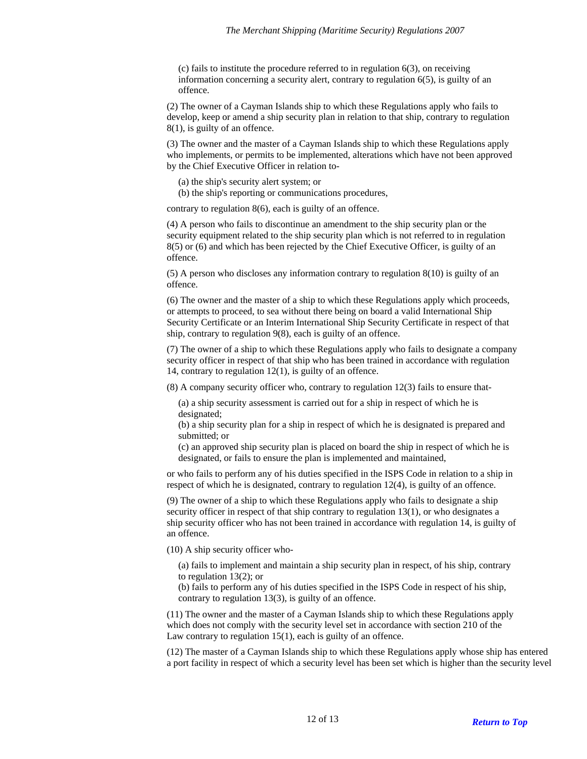(c) fails to institute the procedure referred to in regulation 6(3), on receiving information concerning a security alert, contrary to regulation 6(5), is guilty of an offence.

(2) The owner of a Cayman Islands ship to which these Regulations apply who fails to develop, keep or amend a ship security plan in relation to that ship, contrary to regulation 8(1), is guilty of an offence.

(3) The owner and the master of a Cayman Islands ship to which these Regulations apply who implements, or permits to be implemented, alterations which have not been approved by the Chief Executive Officer in relation to-

(a) the ship's security alert system; or
(b) the ship's reporting or communications procedures,

contrary to regulation 8(6), each is guilty of an offence.

(4) A person who fails to discontinue an amendment to the ship security plan or the security equipment related to the ship security plan which is not referred to in regulation 8(5) or (6) and which has been rejected by the Chief Executive Officer, is guilty of an offence.

(5) A person who discloses any information contrary to regulation 8(10) is guilty of an offence.

(6) The owner and the master of a ship to which these Regulations apply which proceeds, or attempts to proceed, to sea without there being on board a valid International Ship Security Certificate or an Interim International Ship Security Certificate in respect of that ship, contrary to regulation 9(8), each is guilty of an offence.

(7) The owner of a ship to which these Regulations apply who fails to designate a company security officer in respect of that ship who has been trained in accordance with regulation 14, contrary to regulation 12(1), is guilty of an offence.

(8) A company security officer who, contrary to regulation 12(3) fails to ensure that-

(a) a ship security assessment is carried out for a ship in respect of which he is designated;
(b) a ship security plan for a ship in respect of which he is designated is prepared and submitted; or
(c) an approved ship security plan is placed on board the ship in respect of which he is designated, or fails to ensure the plan is implemented and maintained,

or who fails to perform any of his duties specified in the ISPS Code in relation to a ship in respect of which he is designated, contrary to regulation 12(4), is guilty of an offence.

(9) The owner of a ship to which these Regulations apply who fails to designate a ship security officer in respect of that ship contrary to regulation 13(1), or who designates a ship security officer who has not been trained in accordance with regulation 14, is guilty of an offence.

(10) A ship security officer who-

(a) fails to implement and maintain a ship security plan in respect, of his ship, contrary to regulation 13(2); or
(b) fails to perform any of his duties specified in the ISPS Code in respect of his ship, contrary to regulation 13(3), is guilty of an offence.

(11) The owner and the master of a Cayman Islands ship to which these Regulations apply which does not comply with the security level set in accordance with section 210 of the Law contrary to regulation 15(1), each is guilty of an offence.

(12) The master of a Cayman Islands ship to which these Regulations apply whose ship has entered a port facility in respect of which a security level has been set which is higher than the security level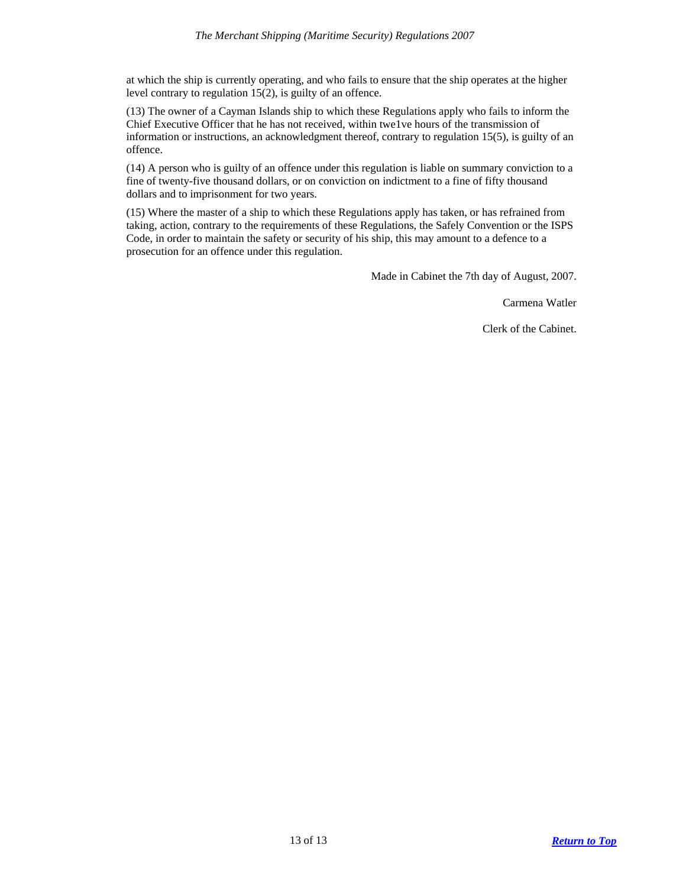at which the ship is currently operating, and who fails to ensure that the ship operates at the higher level contrary to regulation 15(2), is guilty of an offence.

(13) The owner of a Cayman Islands ship to which these Regulations apply who fails to inform the Chief Executive Officer that he has not received, within twe1ve hours of the transmission of information or instructions, an acknowledgment thereof, contrary to regulation 15(5), is guilty of an offence.

(14) A person who is guilty of an offence under this regulation is liable on summary conviction to a fine of twenty-five thousand dollars, or on conviction on indictment to a fine of fifty thousand dollars and to imprisonment for two years.

(15) Where the master of a ship to which these Regulations apply has taken, or has refrained from taking, action, contrary to the requirements of these Regulations, the Safely Convention or the ISPS Code, in order to maintain the safety or security of his ship, this may amount to a defence to a prosecution for an offence under this regulation.

Made in Cabinet the 7th day of August, 2007.

Carmena Watler

Clerk of the Cabinet.